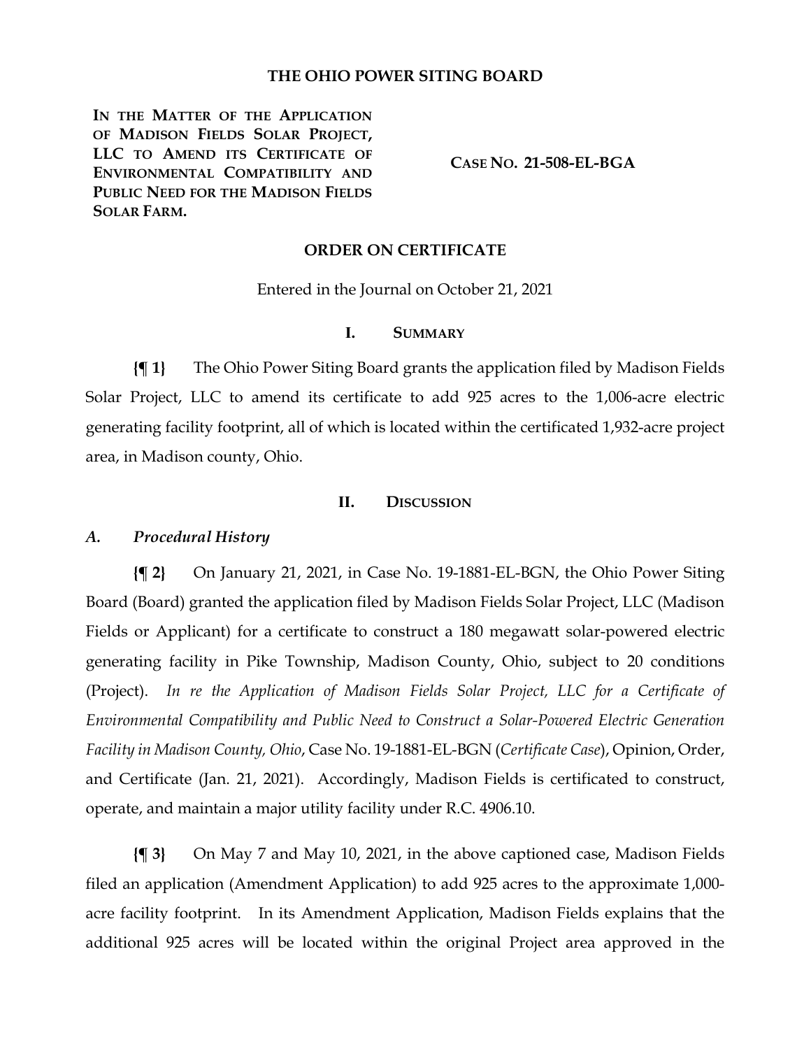# THE OHIO POWER SITING BOARD

**IN THE MATTER OF THE APPLICATION OF MADISON FIELDS SOLAR PROJECT, LLC TO AMEND ITS CERTIFICATE OF ENVIRONMENTAL COMPATIBILITY AND PUBLIC NEED FOR THE MADISON FIELDS SOLAR FARM.**

**CASE NO. 21-508-EL-BGA**

## ORDER ON CERTIFICATE

Entered in the Journal on October 21, 2021

## I. SUMMARY

**{¶ 1}** The Ohio Power Siting Board grants the application filed by Madison Fields Solar Project, LLC to amend its certificate to add 925 acres to the 1,006-acre electric generating facility footprint, all of which is located within the certificated 1,932-acre project area, in Madison county, Ohio.

## II. DISCUSSION

### *A. Procedural History*

**{¶ 2}** On January 21, 2021, in Case No. 19-1881-EL-BGN, the Ohio Power Siting Board (Board) granted the application filed by Madison Fields Solar Project, LLC (Madison Fields or Applicant) for a certificate to construct a 180 megawatt solar-powered electric generating facility in Pike Township, Madison County, Ohio, subject to 20 conditions (Project). *In re the Application of Madison Fields Solar Project, LLC for a Certificate of Environmental Compatibility and Public Need to Construct a Solar-Powered Electric Generation Facility in Madison County, Ohio*, Case No. 19-1881-EL-BGN (*Certificate Case*), Opinion, Order, and Certificate (Jan. 21, 2021). Accordingly, Madison Fields is certificated to construct, operate, and maintain a major utility facility under R.C. 4906.10.

**{¶ 3}** On May 7 and May 10, 2021, in the above captioned case, Madison Fields filed an application (Amendment Application) to add 925 acres to the approximate 1,000-acre facility footprint. In its Amendment Application, Madison Fields explains that the additional 925 acres will be located within the original Project area approved in the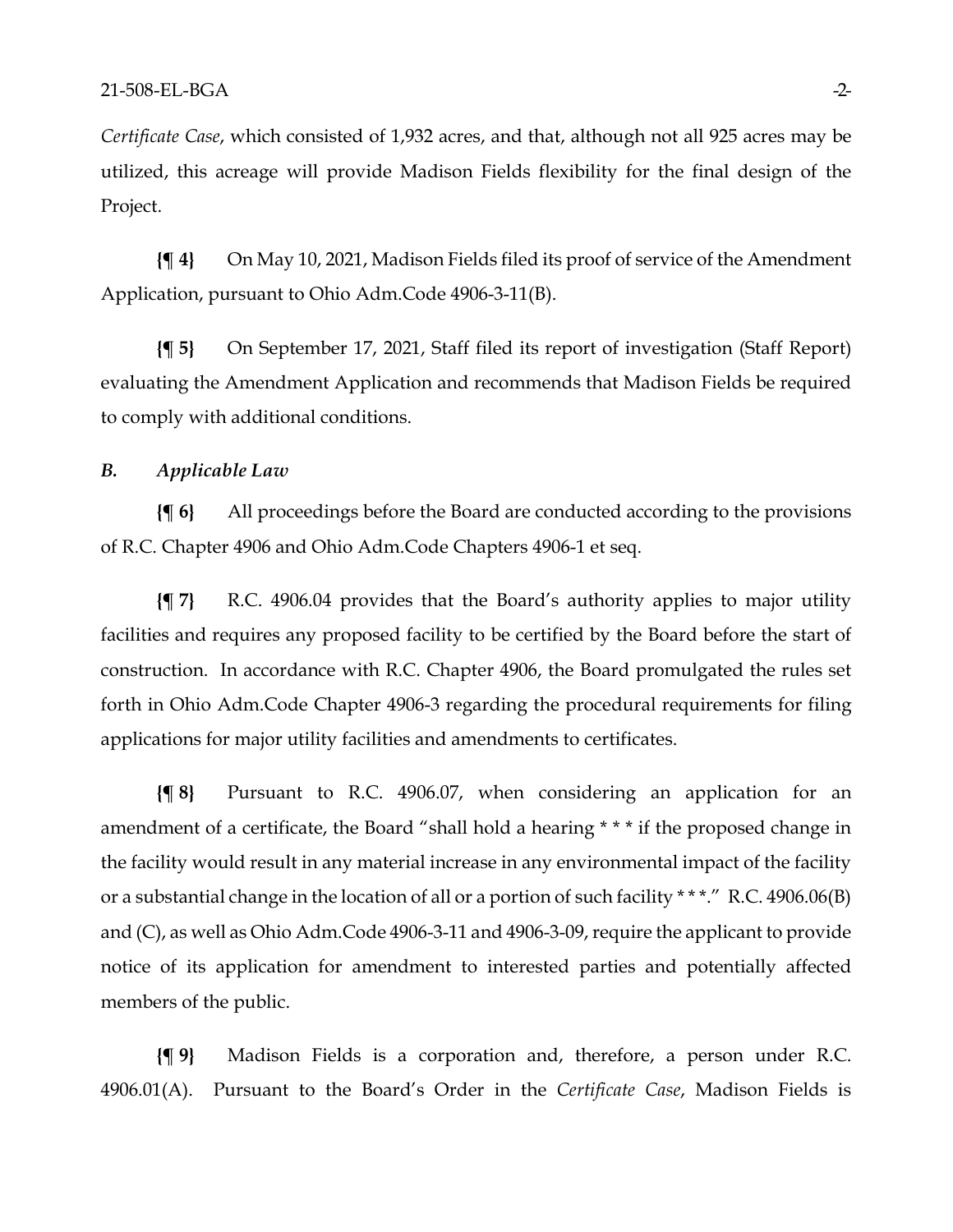*Certificate Case*, which consisted of 1,932 acres, and that, although not all 925 acres may be utilized, this acreage will provide Madison Fields flexibility for the final design of the Project.

**{¶ 4}** On May 10, 2021, Madison Fields filed its proof of service of the Amendment Application, pursuant to Ohio Adm.Code 4906-3-11(B).

**{¶ 5}** On September 17, 2021, Staff filed its report of investigation (Staff Report) evaluating the Amendment Application and recommends that Madison Fields be required to comply with additional conditions.

### *B. Applicable Law*

**{¶ 6}** All proceedings before the Board are conducted according to the provisions of R.C. Chapter 4906 and Ohio Adm.Code Chapters 4906-1 et seq.

**{¶ 7}** R.C. 4906.04 provides that the Board's authority applies to major utility facilities and requires any proposed facility to be certified by the Board before the start of construction. In accordance with R.C. Chapter 4906, the Board promulgated the rules set forth in Ohio Adm.Code Chapter 4906-3 regarding the procedural requirements for filing applications for major utility facilities and amendments to certificates.

**{¶ 8}** Pursuant to R.C. 4906.07, when considering an application for an amendment of a certificate, the Board "shall hold a hearing * * * if the proposed change in the facility would result in any material increase in any environmental impact of the facility or a substantial change in the location of all or a portion of such facility * * *." R.C. 4906.06(B) and (C), as well as Ohio Adm.Code 4906-3-11 and 4906-3-09, require the applicant to provide notice of its application for amendment to interested parties and potentially affected members of the public.

**{¶ 9}** Madison Fields is a corporation and, therefore, a person under R.C. 4906.01(A). Pursuant to the Board's Order in the *Certificate Case*, Madison Fields is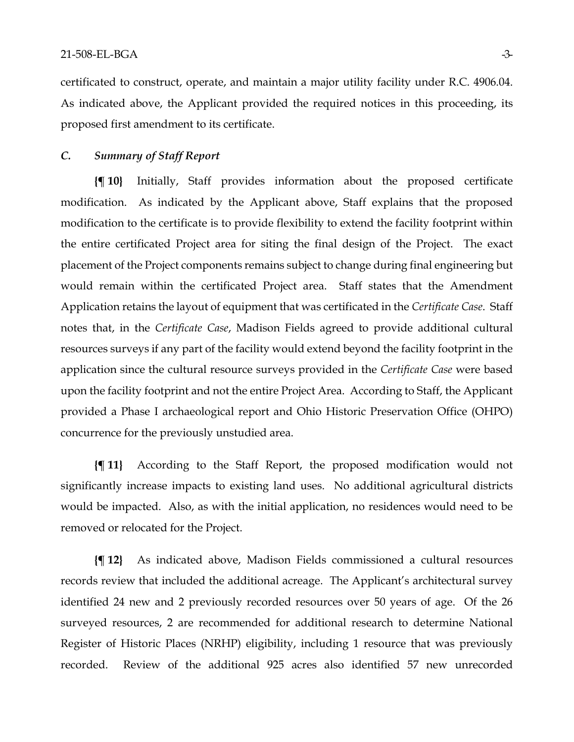certificated to construct, operate, and maintain a major utility facility under R.C. 4906.04. As indicated above, the Applicant provided the required notices in this proceeding, its proposed first amendment to its certificate.

### *C. Summary of Staff Report*

**{¶ 10}** Initially, Staff provides information about the proposed certificate modification. As indicated by the Applicant above, Staff explains that the proposed modification to the certificate is to provide flexibility to extend the facility footprint within the entire certificated Project area for siting the final design of the Project. The exact placement of the Project components remains subject to change during final engineering but would remain within the certificated Project area. Staff states that the Amendment Application retains the layout of equipment that was certificated in the *Certificate Case*. Staff notes that, in the *Certificate Case*, Madison Fields agreed to provide additional cultural resources surveys if any part of the facility would extend beyond the facility footprint in the application since the cultural resource surveys provided in the *Certificate Case* were based upon the facility footprint and not the entire Project Area. According to Staff, the Applicant provided a Phase I archaeological report and Ohio Historic Preservation Office (OHPO) concurrence for the previously unstudied area.

**{¶ 11}** According to the Staff Report, the proposed modification would not significantly increase impacts to existing land uses. No additional agricultural districts would be impacted. Also, as with the initial application, no residences would need to be removed or relocated for the Project.

**{¶ 12}** As indicated above, Madison Fields commissioned a cultural resources records review that included the additional acreage. The Applicant's architectural survey identified 24 new and 2 previously recorded resources over 50 years of age. Of the 26 surveyed resources, 2 are recommended for additional research to determine National Register of Historic Places (NRHP) eligibility, including 1 resource that was previously recorded. Review of the additional 925 acres also identified 57 new unrecorded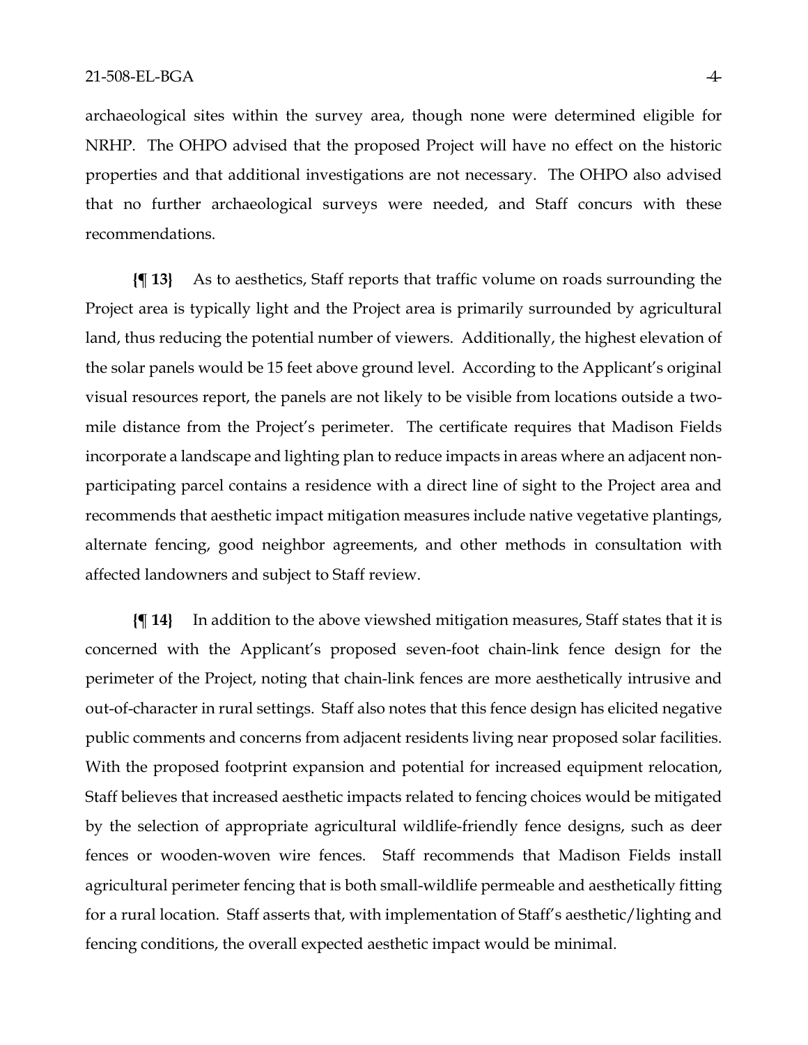archaeological sites within the survey area, though none were determined eligible for NRHP. The OHPO advised that the proposed Project will have no effect on the historic properties and that additional investigations are not necessary. The OHPO also advised that no further archaeological surveys were needed, and Staff concurs with these recommendations.

**{¶ 13}** As to aesthetics, Staff reports that traffic volume on roads surrounding the Project area is typically light and the Project area is primarily surrounded by agricultural land, thus reducing the potential number of viewers. Additionally, the highest elevation of the solar panels would be 15 feet above ground level. According to the Applicant's original visual resources report, the panels are not likely to be visible from locations outside a two-mile distance from the Project's perimeter. The certificate requires that Madison Fields incorporate a landscape and lighting plan to reduce impacts in areas where an adjacent non-participating parcel contains a residence with a direct line of sight to the Project area and recommends that aesthetic impact mitigation measures include native vegetative plantings, alternate fencing, good neighbor agreements, and other methods in consultation with affected landowners and subject to Staff review.

**{¶ 14}** In addition to the above viewshed mitigation measures, Staff states that it is concerned with the Applicant's proposed seven-foot chain-link fence design for the perimeter of the Project, noting that chain-link fences are more aesthetically intrusive and out-of-character in rural settings. Staff also notes that this fence design has elicited negative public comments and concerns from adjacent residents living near proposed solar facilities. With the proposed footprint expansion and potential for increased equipment relocation, Staff believes that increased aesthetic impacts related to fencing choices would be mitigated by the selection of appropriate agricultural wildlife-friendly fence designs, such as deer fences or wooden-woven wire fences. Staff recommends that Madison Fields install agricultural perimeter fencing that is both small-wildlife permeable and aesthetically fitting for a rural location. Staff asserts that, with implementation of Staff's aesthetic/lighting and fencing conditions, the overall expected aesthetic impact would be minimal.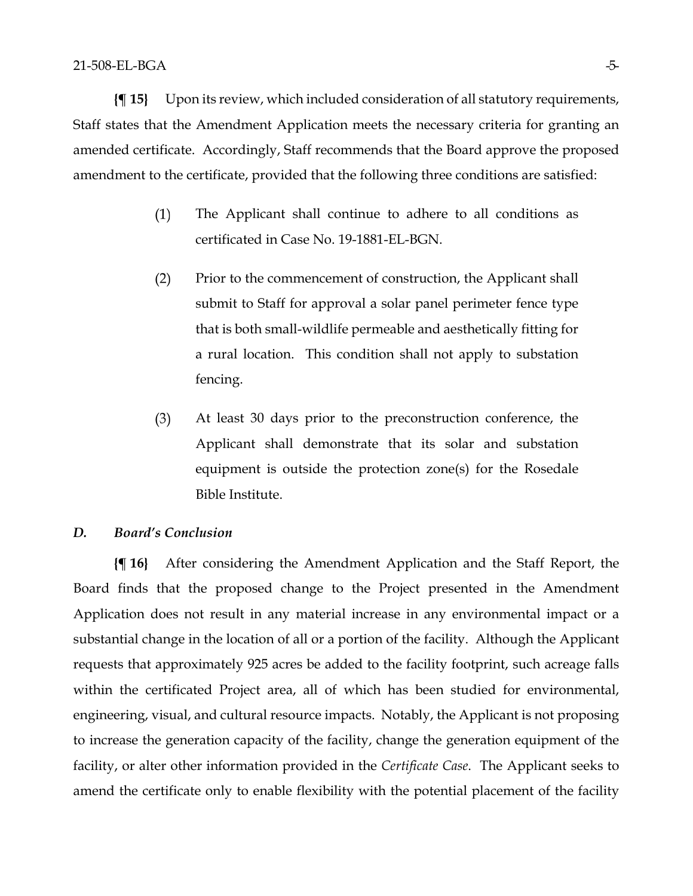**{¶ 15}** Upon its review, which included consideration of all statutory requirements, Staff states that the Amendment Application meets the necessary criteria for granting an amended certificate. Accordingly, Staff recommends that the Board approve the proposed amendment to the certificate, provided that the following three conditions are satisfied:

(1) The Applicant shall continue to adhere to all conditions as certificated in Case No. 19-1881-EL-BGN.

(2) Prior to the commencement of construction, the Applicant shall submit to Staff for approval a solar panel perimeter fence type that is both small-wildlife permeable and aesthetically fitting for a rural location. This condition shall not apply to substation fencing.

(3) At least 30 days prior to the preconstruction conference, the Applicant shall demonstrate that its solar and substation equipment is outside the protection zone(s) for the Rosedale Bible Institute.

### *D. Board's Conclusion*

**{¶ 16}** After considering the Amendment Application and the Staff Report, the Board finds that the proposed change to the Project presented in the Amendment Application does not result in any material increase in any environmental impact or a substantial change in the location of all or a portion of the facility. Although the Applicant requests that approximately 925 acres be added to the facility footprint, such acreage falls within the certificated Project area, all of which has been studied for environmental, engineering, visual, and cultural resource impacts. Notably, the Applicant is not proposing to increase the generation capacity of the facility, change the generation equipment of the facility, or alter other information provided in the *Certificate Case*. The Applicant seeks to amend the certificate only to enable flexibility with the potential placement of the facility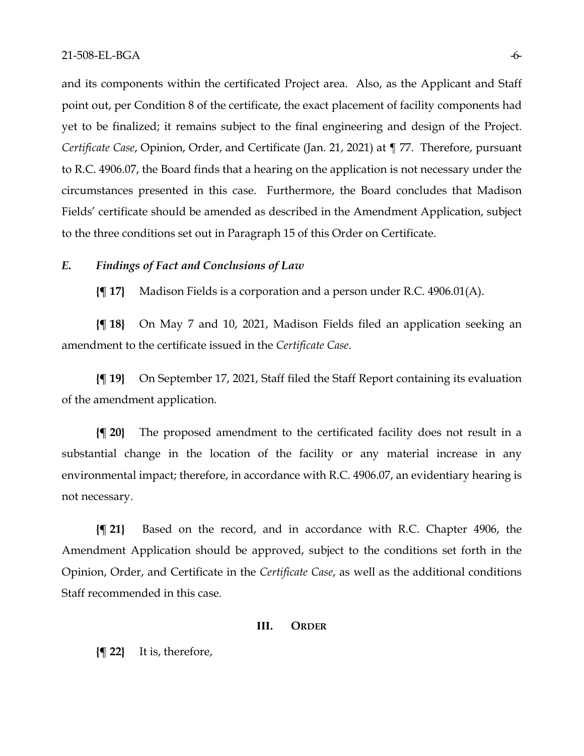and its components within the certificated Project area. Also, as the Applicant and Staff point out, per Condition 8 of the certificate, the exact placement of facility components had yet to be finalized; it remains subject to the final engineering and design of the Project. *Certificate Case*, Opinion, Order, and Certificate (Jan. 21, 2021) at ¶ 77. Therefore, pursuant to R.C. 4906.07, the Board finds that a hearing on the application is not necessary under the circumstances presented in this case. Furthermore, the Board concludes that Madison Fields' certificate should be amended as described in the Amendment Application, subject to the three conditions set out in Paragraph 15 of this Order on Certificate.

### *E. Findings of Fact and Conclusions of Law*

**{¶ 17}** Madison Fields is a corporation and a person under R.C. 4906.01(A).

**{¶ 18}** On May 7 and 10, 2021, Madison Fields filed an application seeking an amendment to the certificate issued in the *Certificate Case*.

**{¶ 19}** On September 17, 2021, Staff filed the Staff Report containing its evaluation of the amendment application.

**{¶ 20}** The proposed amendment to the certificated facility does not result in a substantial change in the location of the facility or any material increase in any environmental impact; therefore, in accordance with R.C. 4906.07, an evidentiary hearing is not necessary.

**{¶ 21}** Based on the record, and in accordance with R.C. Chapter 4906, the Amendment Application should be approved, subject to the conditions set forth in the Opinion, Order, and Certificate in the *Certificate Case*, as well as the additional conditions Staff recommended in this case.

## III. ORDER

**{¶ 22}** It is, therefore,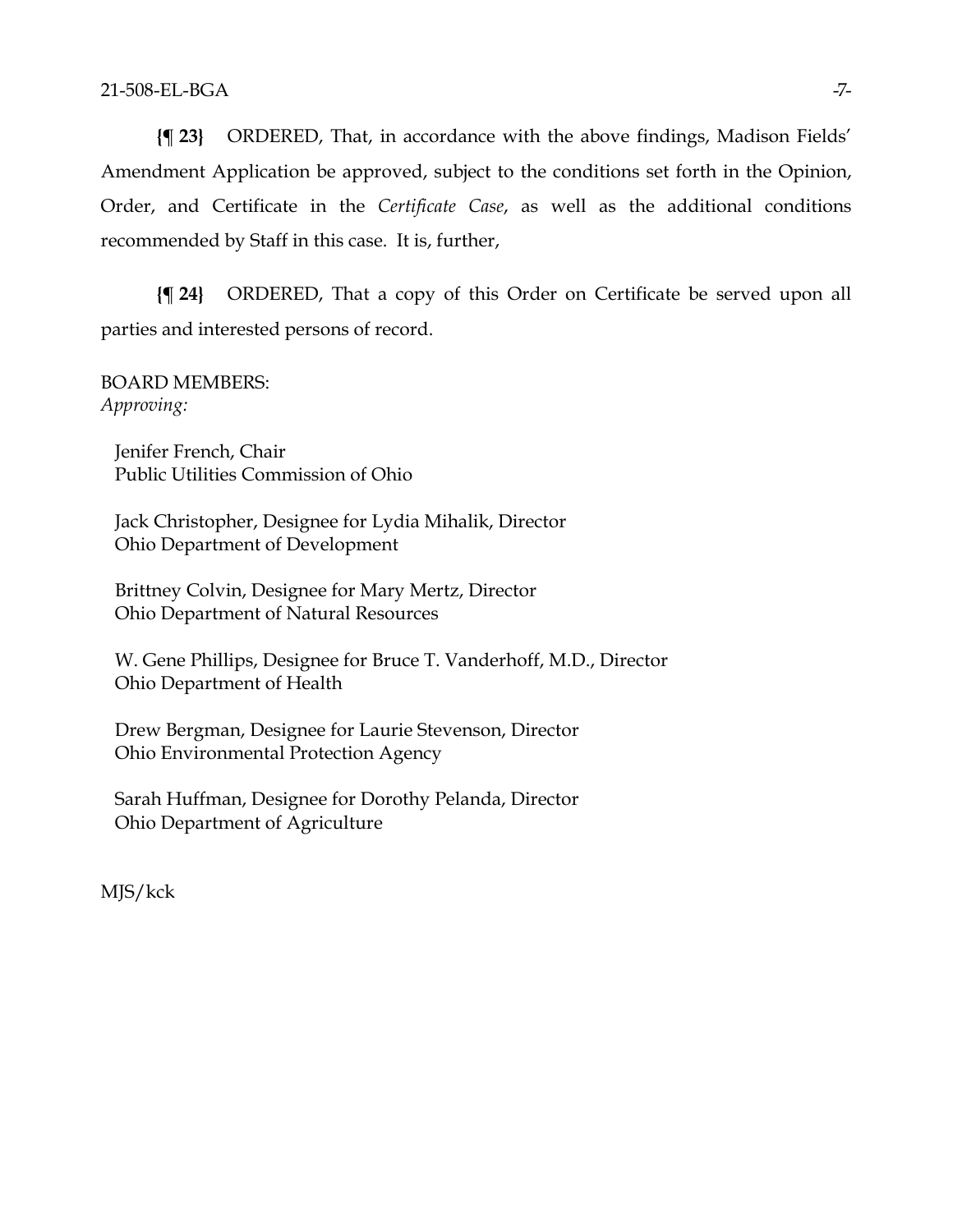**{¶ 23}** ORDERED, That, in accordance with the above findings, Madison Fields' Amendment Application be approved, subject to the conditions set forth in the Opinion, Order, and Certificate in the *Certificate Case*, as well as the additional conditions recommended by Staff in this case. It is, further,

**{¶ 24}** ORDERED, That a copy of this Order on Certificate be served upon all parties and interested persons of record.

BOARD MEMBERS:
*Approving:*

Jenifer French, Chair
Public Utilities Commission of Ohio

Jack Christopher, Designee for Lydia Mihalik, Director
Ohio Department of Development

Brittney Colvin, Designee for Mary Mertz, Director
Ohio Department of Natural Resources

W. Gene Phillips, Designee for Bruce T. Vanderhoff, M.D., Director
Ohio Department of Health

Drew Bergman, Designee for Laurie Stevenson, Director
Ohio Environmental Protection Agency

Sarah Huffman, Designee for Dorothy Pelanda, Director
Ohio Department of Agriculture

MJS/kck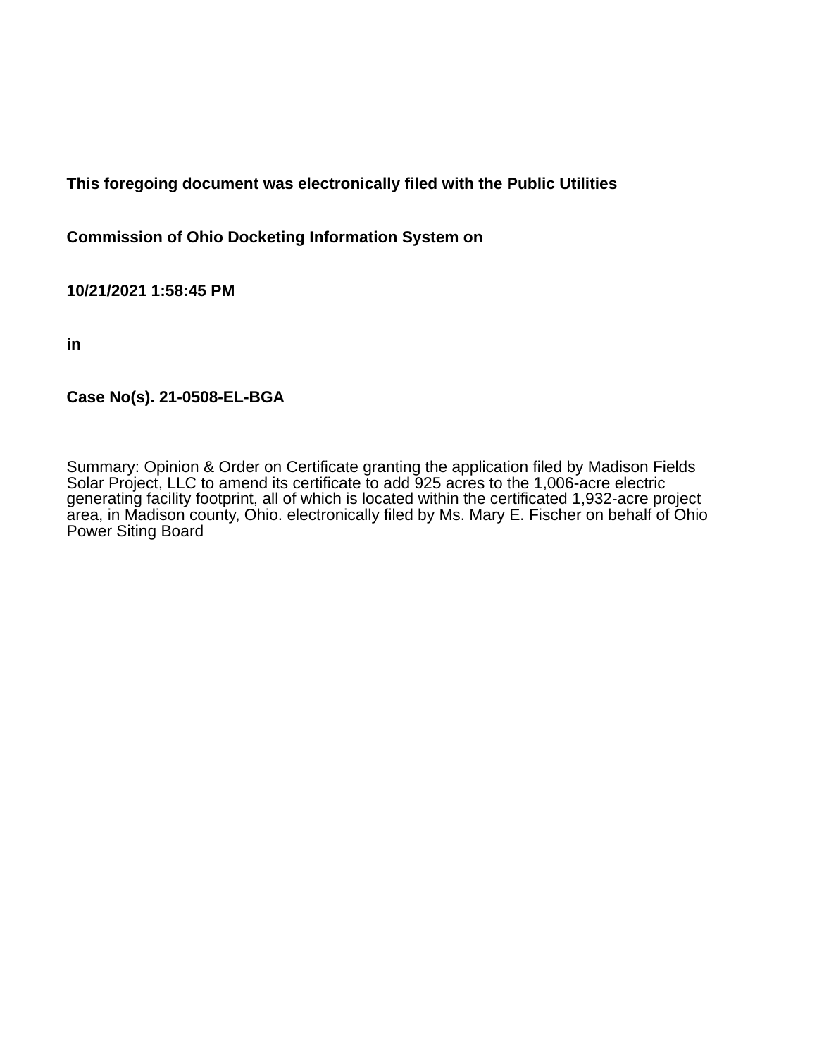**This foregoing document was electronically filed with the Public Utilities**

**Commission of Ohio Docketing Information System on**

**10/21/2021 1:58:45 PM**

**in**

**Case No(s). 21-0508-EL-BGA**

Summary: Opinion & Order on Certificate granting the application filed by Madison Fields Solar Project, LLC to amend its certificate to add 925 acres to the 1,006-acre electric generating facility footprint, all of which is located within the certificated 1,932-acre project area, in Madison county, Ohio. electronically filed by Ms. Mary E. Fischer on behalf of Ohio Power Siting Board